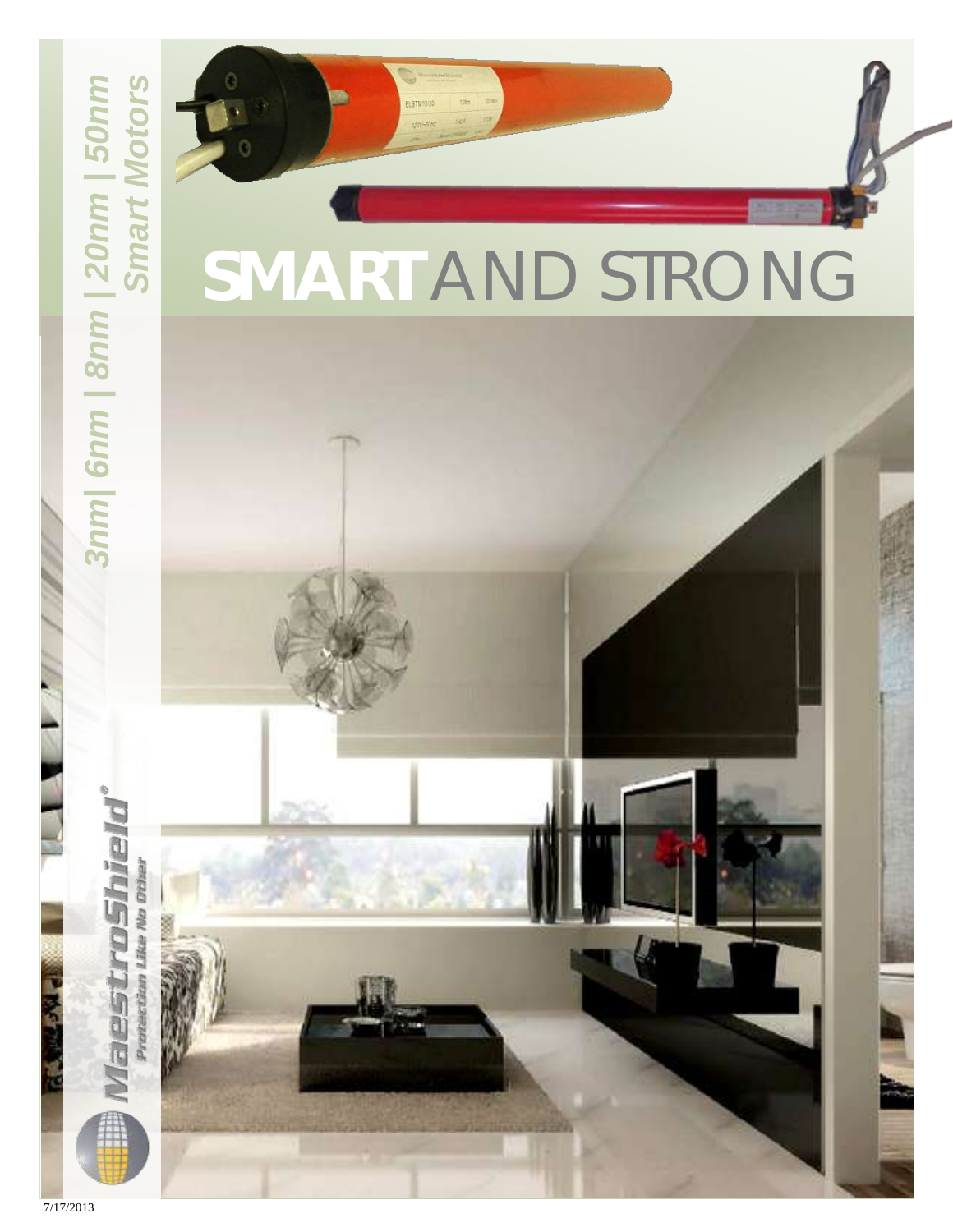# SMART AND STRONG

*3nm| 6nm | 8nm | 20nm | 50nm*
*Smart Motors*

**MaestroShield®**
*Protection Like No Other*

7/17/2013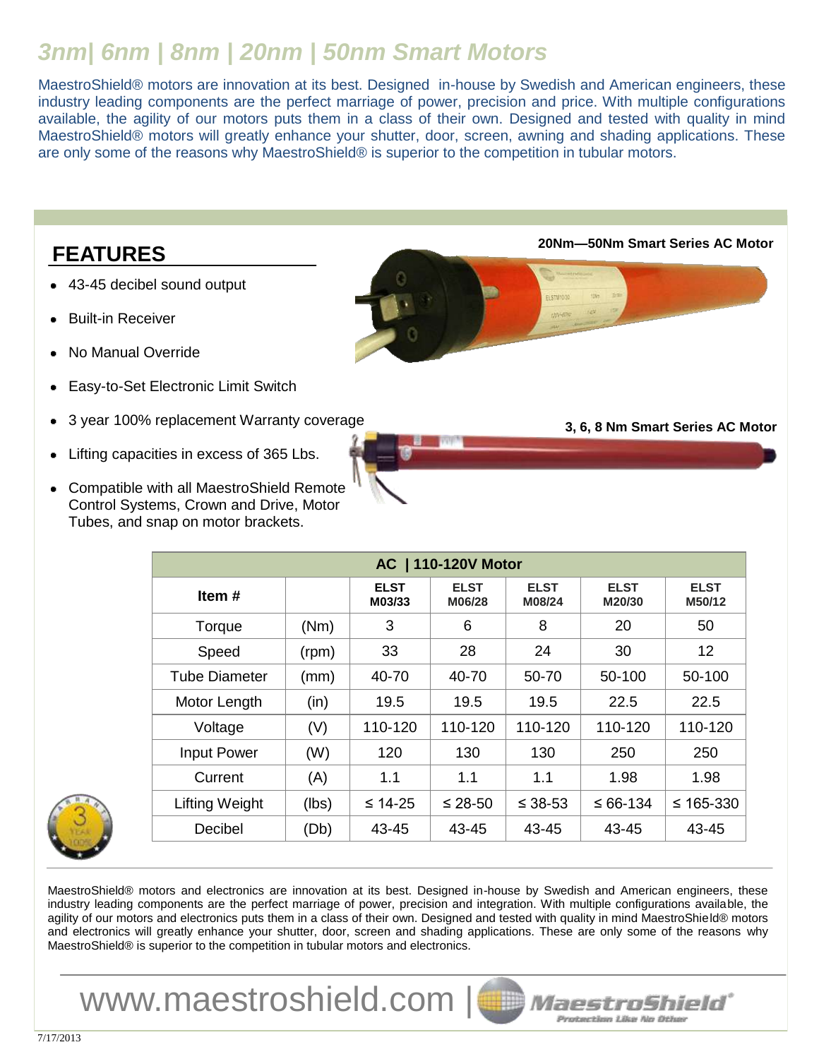# 3nm| 6nm | 8nm | 20nm | 50nm Smart Motors

MaestroShield® motors are innovation at its best. Designed in-house by Swedish and American engineers, these industry leading components are the perfect marriage of power, precision and price. With multiple configurations available, the agility of our motors puts them in a class of their own. Designed and tested with quality in mind MaestroShield® motors will greatly enhance your shutter, door, screen, awning and shading applications. These are only some of the reasons why MaestroShield® is superior to the competition in tubular motors.

## FEATURES

- 43-45 decibel sound output
- Built-in Receiver
- No Manual Override
- Easy-to-Set Electronic Limit Switch
- 3 year 100% replacement Warranty coverage
- Lifting capacities in excess of 365 Lbs.
- Compatible with all MaestroShield Remote Control Systems, Crown and Drive, Motor Tubes, and snap on motor brackets.

**20Nm—50Nm Smart Series AC Motor**

**3, 6, 8 Nm Smart Series AC Motor**

| AC \| 110-120V Motor | | | | | | |
|---|---|---|---|---|---|---|
| **Item #** | | **ELST M03/33** | **ELST M06/28** | **ELST M08/24** | **ELST M20/30** | **ELST M50/12** |
| Torque | (Nm) | 3 | 6 | 8 | 20 | 50 |
| Speed | (rpm) | 33 | 28 | 24 | 30 | 12 |
| Tube Diameter | (mm) | 40-70 | 40-70 | 50-70 | 50-100 | 50-100 |
| Motor Length | (in) | 19.5 | 19.5 | 19.5 | 22.5 | 22.5 |
| Voltage | (V) | 110-120 | 110-120 | 110-120 | 110-120 | 110-120 |
| Input Power | (W) | 120 | 130 | 130 | 250 | 250 |
| Current | (A) | 1.1 | 1.1 | 1.1 | 1.98 | 1.98 |
| Lifting Weight | (lbs) | ≤ 14-25 | ≤ 28-50 | ≤ 38-53 | ≤ 66-134 | ≤ 165-330 |
| Decibel | (Db) | 43-45 | 43-45 | 43-45 | 43-45 | 43-45 |

MaestroShield® motors and electronics are innovation at its best. Designed in-house by Swedish and American engineers, these industry leading components are the perfect marriage of power, precision and integration. With multiple configurations available, the agility of our motors and electronics puts them in a class of their own. Designed and tested with quality in mind MaestroShield® motors and electronics will greatly enhance your shutter, door, screen and shading applications. These are only some of the reasons why MaestroShield® is superior to the competition in tubular motors and electronics.

www.maestroshield.com | MaestroShield® Protection Like No Other

7/17/2013